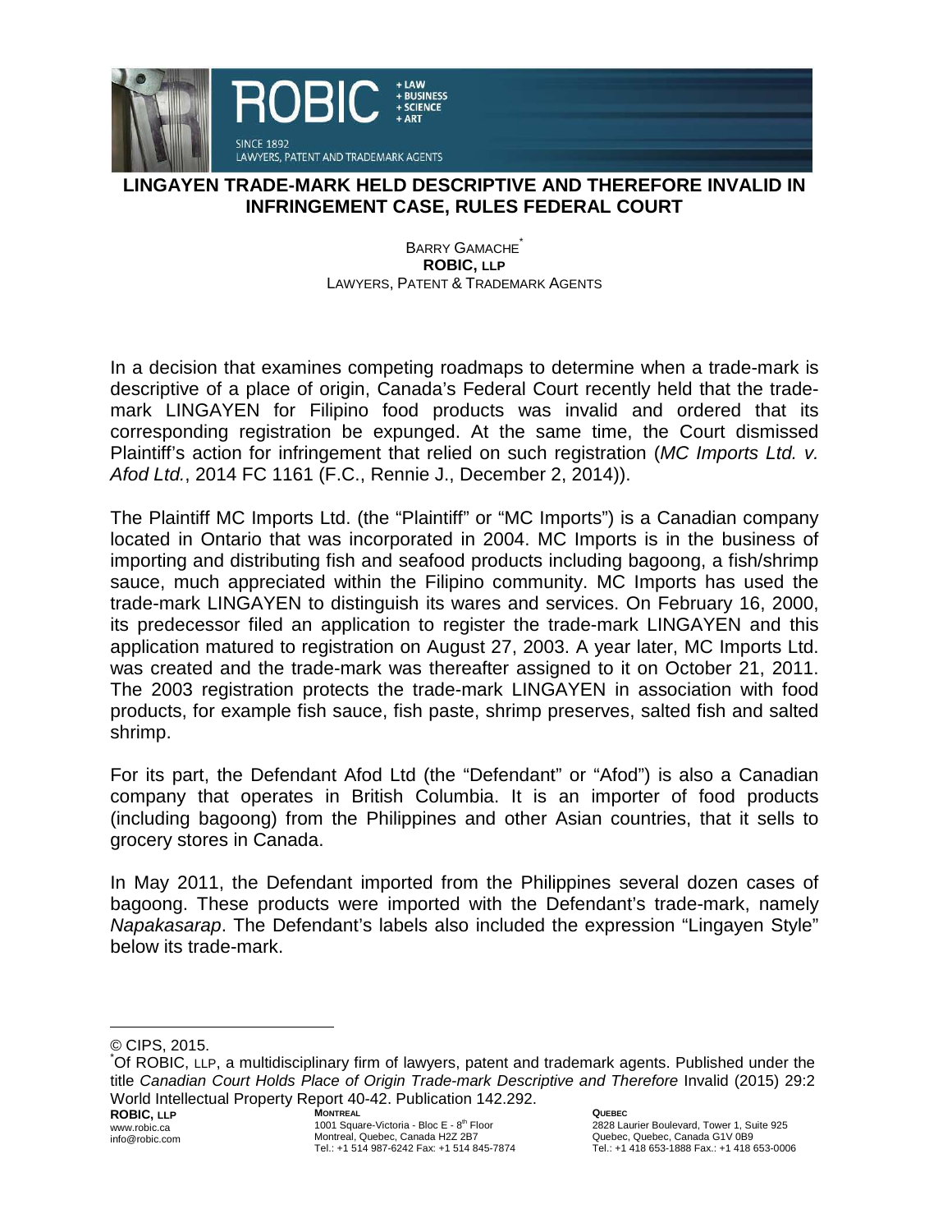# LINGAYEN TRADE-MARK HELD DESCRIPTIVE AND THEREFORE INVALID IN INFRINGEMENT CASE, RULES FEDERAL COURT

BARRY GAMACHE*
**ROBIC, LLP**
LAWYERS, PATENT & TRADEMARK AGENTS

In a decision that examines competing roadmaps to determine when a trade-mark is descriptive of a place of origin, Canada's Federal Court recently held that the trade-mark LINGAYEN for Filipino food products was invalid and ordered that its corresponding registration be expunged. At the same time, the Court dismissed Plaintiff's action for infringement that relied on such registration (*MC Imports Ltd. v. Afod Ltd.*, 2014 FC 1161 (F.C., Rennie J., December 2, 2014)).

The Plaintiff MC Imports Ltd. (the "Plaintiff" or "MC Imports") is a Canadian company located in Ontario that was incorporated in 2004. MC Imports is in the business of importing and distributing fish and seafood products including bagoong, a fish/shrimp sauce, much appreciated within the Filipino community. MC Imports has used the trade-mark LINGAYEN to distinguish its wares and services. On February 16, 2000, its predecessor filed an application to register the trade-mark LINGAYEN and this application matured to registration on August 27, 2003. A year later, MC Imports Ltd. was created and the trade-mark was thereafter assigned to it on October 21, 2011. The 2003 registration protects the trade-mark LINGAYEN in association with food products, for example fish sauce, fish paste, shrimp preserves, salted fish and salted shrimp.

For its part, the Defendant Afod Ltd (the "Defendant" or "Afod") is also a Canadian company that operates in British Columbia. It is an importer of food products (including bagoong) from the Philippines and other Asian countries, that it sells to grocery stores in Canada.

In May 2011, the Defendant imported from the Philippines several dozen cases of bagoong. These products were imported with the Defendant's trade-mark, namely *Napakasarap*. The Defendant's labels also included the expression "Lingayen Style" below its trade-mark.

---

© CIPS, 2015.

*Of ROBIC, LLP, a multidisciplinary firm of lawyers, patent and trademark agents. Published under the title *Canadian Court Holds Place of Origin Trade-mark Descriptive and Therefore* Invalid (2015) 29:2 World Intellectual Property Report 40-42. Publication 142.292.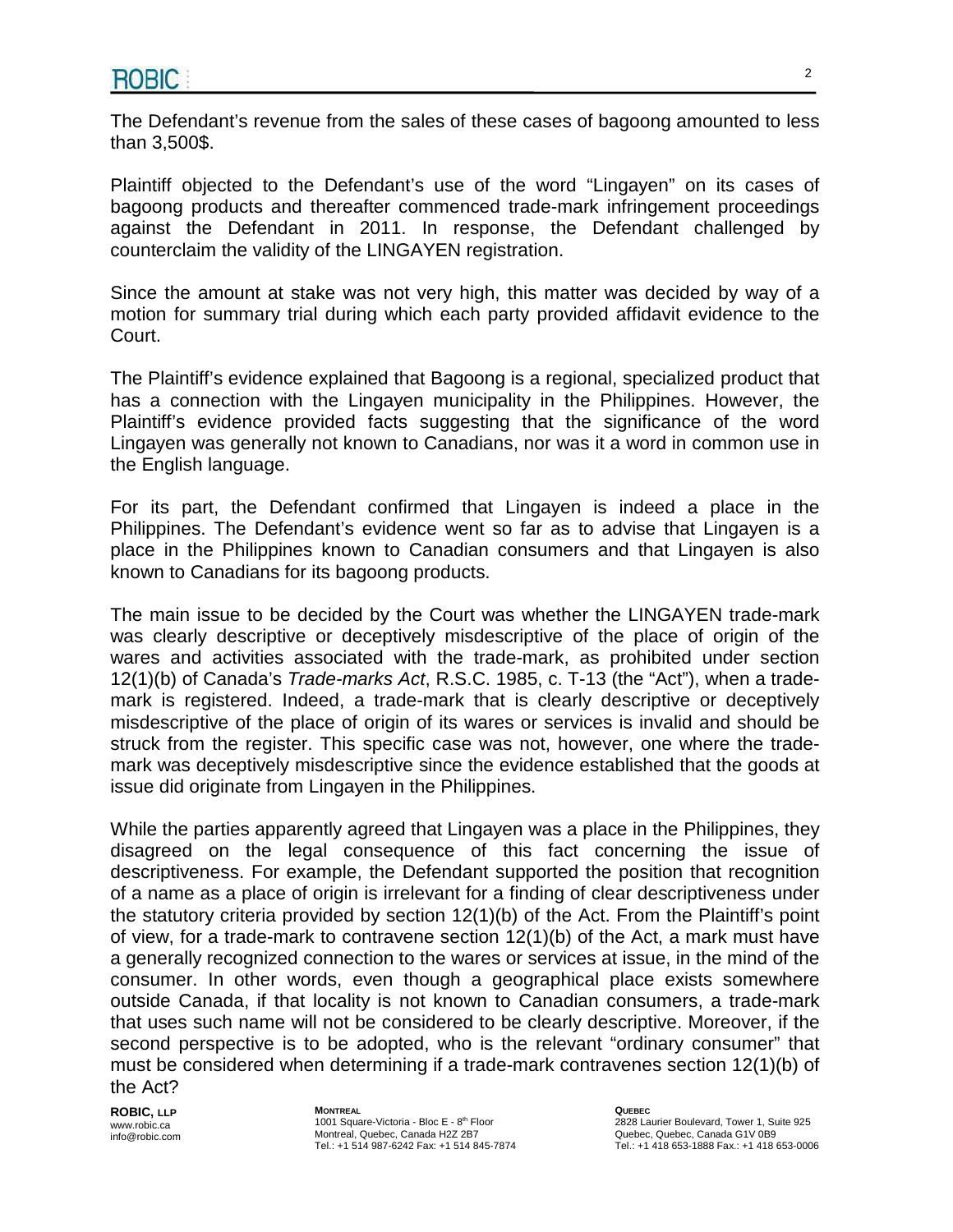The Defendant's revenue from the sales of these cases of bagoong amounted to less than 3,500$.

Plaintiff objected to the Defendant's use of the word "Lingayen" on its cases of bagoong products and thereafter commenced trade-mark infringement proceedings against the Defendant in 2011. In response, the Defendant challenged by counterclaim the validity of the LINGAYEN registration.

Since the amount at stake was not very high, this matter was decided by way of a motion for summary trial during which each party provided affidavit evidence to the Court.

The Plaintiff's evidence explained that Bagoong is a regional, specialized product that has a connection with the Lingayen municipality in the Philippines. However, the Plaintiff's evidence provided facts suggesting that the significance of the word Lingayen was generally not known to Canadians, nor was it a word in common use in the English language.

For its part, the Defendant confirmed that Lingayen is indeed a place in the Philippines. The Defendant's evidence went so far as to advise that Lingayen is a place in the Philippines known to Canadian consumers and that Lingayen is also known to Canadians for its bagoong products.

The main issue to be decided by the Court was whether the LINGAYEN trade-mark was clearly descriptive or deceptively misdescriptive of the place of origin of the wares and activities associated with the trade-mark, as prohibited under section 12(1)(b) of Canada's *Trade-marks Act*, R.S.C. 1985, c. T-13 (the "Act"), when a trade-mark is registered. Indeed, a trade-mark that is clearly descriptive or deceptively misdescriptive of the place of origin of its wares or services is invalid and should be struck from the register. This specific case was not, however, one where the trade-mark was deceptively misdescriptive since the evidence established that the goods at issue did originate from Lingayen in the Philippines.

While the parties apparently agreed that Lingayen was a place in the Philippines, they disagreed on the legal consequence of this fact concerning the issue of descriptiveness. For example, the Defendant supported the position that recognition of a name as a place of origin is irrelevant for a finding of clear descriptiveness under the statutory criteria provided by section 12(1)(b) of the Act. From the Plaintiff's point of view, for a trade-mark to contravene section 12(1)(b) of the Act, a mark must have a generally recognized connection to the wares or services at issue, in the mind of the consumer. In other words, even though a geographical place exists somewhere outside Canada, if that locality is not known to Canadian consumers, a trade-mark that uses such name will not be considered to be clearly descriptive. Moreover, if the second perspective is to be adopted, who is the relevant "ordinary consumer" that must be considered when determining if a trade-mark contravenes section 12(1)(b) of the Act?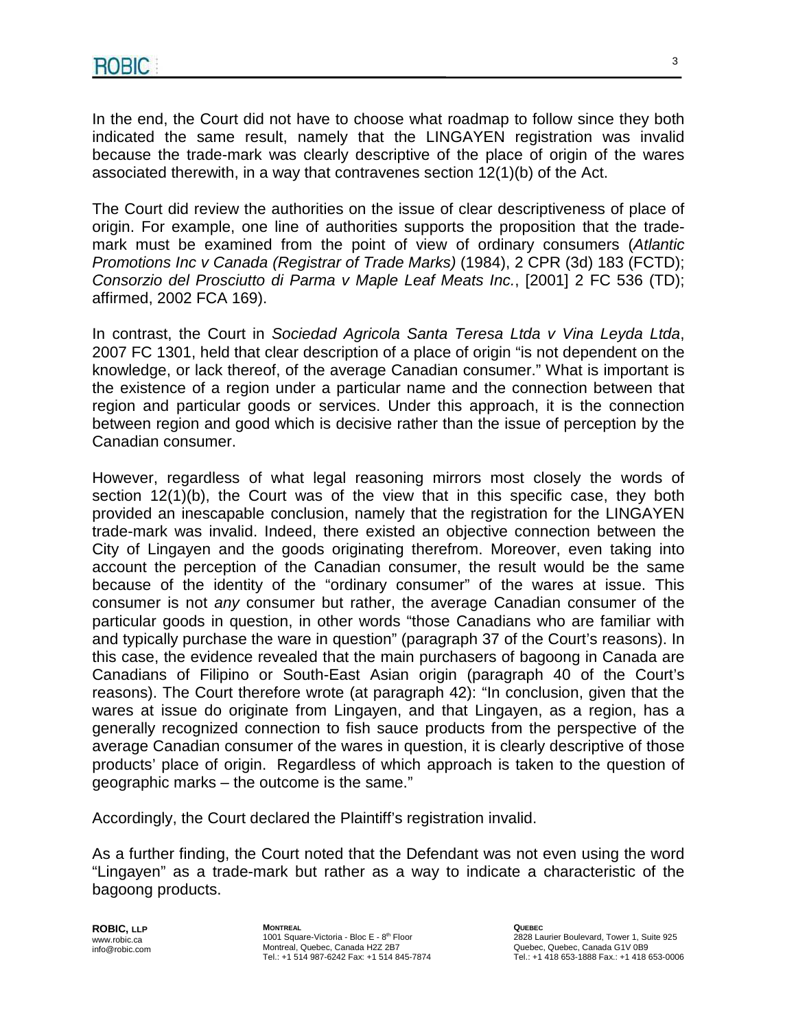In the end, the Court did not have to choose what roadmap to follow since they both indicated the same result, namely that the LINGAYEN registration was invalid because the trade-mark was clearly descriptive of the place of origin of the wares associated therewith, in a way that contravenes section 12(1)(b) of the Act.

The Court did review the authorities on the issue of clear descriptiveness of place of origin. For example, one line of authorities supports the proposition that the trade-mark must be examined from the point of view of ordinary consumers (*Atlantic Promotions Inc v Canada (Registrar of Trade Marks)* (1984), 2 CPR (3d) 183 (FCTD); *Consorzio del Prosciutto di Parma v Maple Leaf Meats Inc.*, [2001] 2 FC 536 (TD); affirmed, 2002 FCA 169).

In contrast, the Court in *Sociedad Agricola Santa Teresa Ltda v Vina Leyda Ltda*, 2007 FC 1301, held that clear description of a place of origin "is not dependent on the knowledge, or lack thereof, of the average Canadian consumer." What is important is the existence of a region under a particular name and the connection between that region and particular goods or services. Under this approach, it is the connection between region and good which is decisive rather than the issue of perception by the Canadian consumer.

However, regardless of what legal reasoning mirrors most closely the words of section 12(1)(b), the Court was of the view that in this specific case, they both provided an inescapable conclusion, namely that the registration for the LINGAYEN trade-mark was invalid. Indeed, there existed an objective connection between the City of Lingayen and the goods originating therefrom. Moreover, even taking into account the perception of the Canadian consumer, the result would be the same because of the identity of the "ordinary consumer" of the wares at issue. This consumer is not *any* consumer but rather, the average Canadian consumer of the particular goods in question, in other words "those Canadians who are familiar with and typically purchase the ware in question" (paragraph 37 of the Court's reasons). In this case, the evidence revealed that the main purchasers of bagoong in Canada are Canadians of Filipino or South-East Asian origin (paragraph 40 of the Court's reasons). The Court therefore wrote (at paragraph 42): "In conclusion, given that the wares at issue do originate from Lingayen, and that Lingayen, as a region, has a generally recognized connection to fish sauce products from the perspective of the average Canadian consumer of the wares in question, it is clearly descriptive of those products' place of origin. Regardless of which approach is taken to the question of geographic marks – the outcome is the same."

Accordingly, the Court declared the Plaintiff's registration invalid.

As a further finding, the Court noted that the Defendant was not even using the word "Lingayen" as a trade-mark but rather as a way to indicate a characteristic of the bagoong products.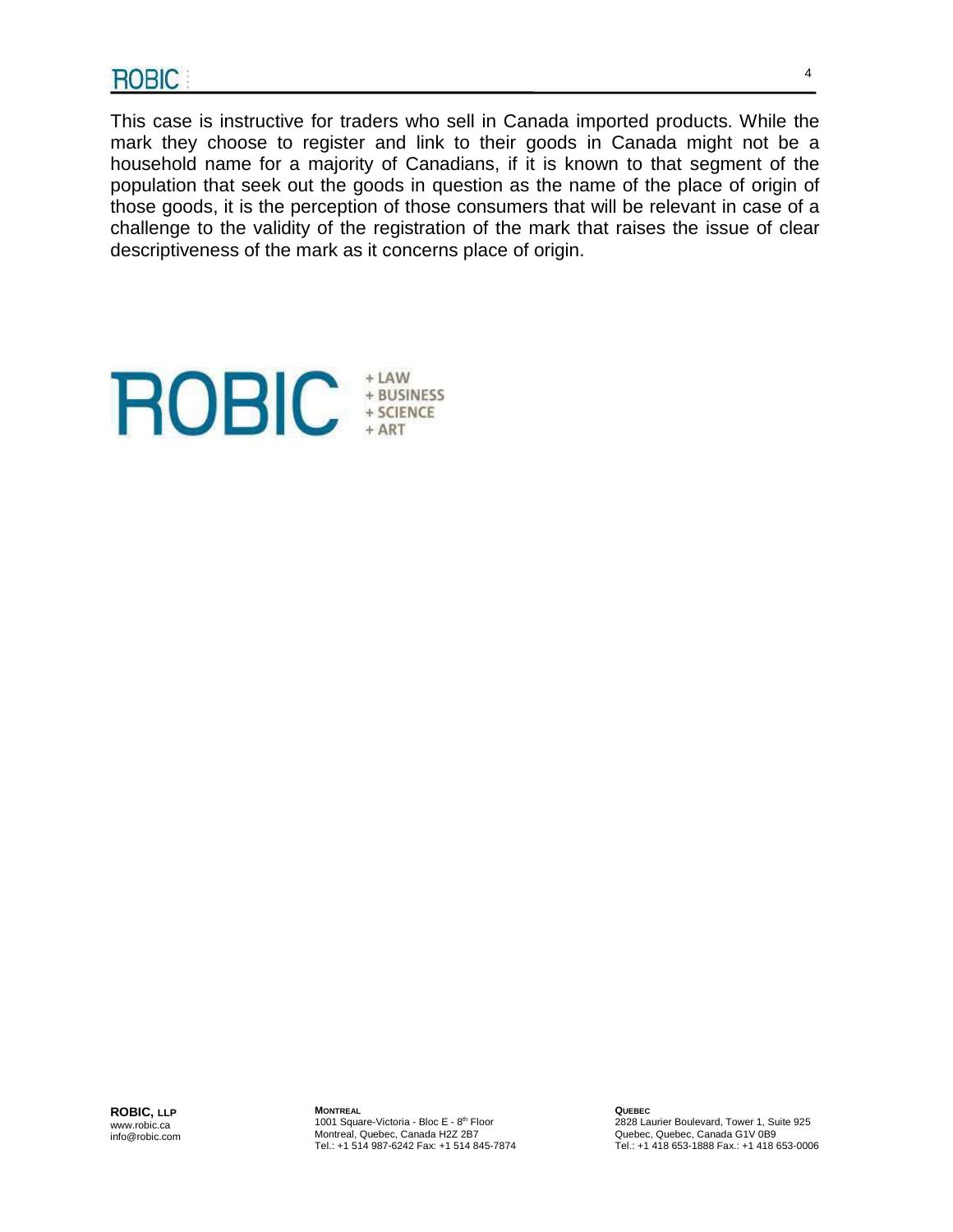This case is instructive for traders who sell in Canada imported products. While the mark they choose to register and link to their goods in Canada might not be a household name for a majority of Canadians, if it is known to that segment of the population that seek out the goods in question as the name of the place of origin of those goods, it is the perception of those consumers that will be relevant in case of a challenge to the validity of the registration of the mark that raises the issue of clear descriptiveness of the mark as it concerns place of origin.

ROBIC + LAW + BUSINESS + SCIENCE + ART